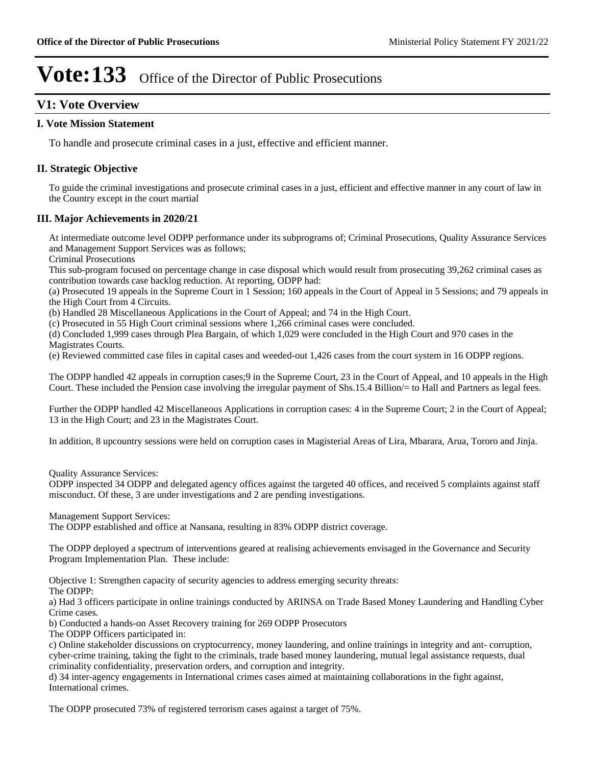# Vote:133 Office of the Director of Public Prosecutions

## V1: Vote Overview

### I. Vote Mission Statement

To handle and prosecute criminal cases in a just, effective and efficient manner.

### II. Strategic Objective

To guide the criminal investigations and prosecute criminal cases in a just, efficient and effective manner in any court of law in the Country except in the court martial

### III. Major Achievements in 2020/21

At intermediate outcome level ODPP performance under its subprograms of; Criminal Prosecutions, Quality Assurance Services and Management Support Services was as follows;

Criminal Prosecutions

This sub-program focused on percentage change in case disposal which would result from prosecuting 39,262 criminal cases as contribution towards case backlog reduction. At reporting, ODPP had:

(a) Prosecuted 19 appeals in the Supreme Court in 1 Session; 160 appeals in the Court of Appeal in 5 Sessions; and 79 appeals in the High Court from 4 Circuits.

(b) Handled 28 Miscellaneous Applications in the Court of Appeal; and 74 in the High Court.

(c) Prosecuted in 55 High Court criminal sessions where 1,266 criminal cases were concluded.

(d) Concluded 1,999 cases through Plea Bargain, of which 1,029 were concluded in the High Court and 970 cases in the Magistrates Courts.

(e) Reviewed committed case files in capital cases and weeded-out 1,426 cases from the court system in 16 ODPP regions.

The ODPP handled 42 appeals in corruption cases;9 in the Supreme Court, 23 in the Court of Appeal, and 10 appeals in the High Court. These included the Pension case involving the irregular payment of Shs.15.4 Billion/= to Hall and Partners as legal fees.

Further the ODPP handled 42 Miscellaneous Applications in corruption cases: 4 in the Supreme Court; 2 in the Court of Appeal; 13 in the High Court; and 23 in the Magistrates Court.

In addition, 8 upcountry sessions were held on corruption cases in Magisterial Areas of Lira, Mbarara, Arua, Tororo and Jinja.

Quality Assurance Services:

ODPP inspected 34 ODPP and delegated agency offices against the targeted 40 offices, and received 5 complaints against staff misconduct. Of these, 3 are under investigations and 2 are pending investigations.

Management Support Services:

The ODPP established and office at Nansana, resulting in 83% ODPP district coverage.

The ODPP deployed a spectrum of interventions geared at realising achievements envisaged in the Governance and Security Program Implementation Plan. These include:

Objective 1: Strengthen capacity of security agencies to address emerging security threats:

The ODPP:

a) Had 3 officers participate in online trainings conducted by ARINSA on Trade Based Money Laundering and Handling Cyber Crime cases.

b) Conducted a hands-on Asset Recovery training for 269 ODPP Prosecutors

The ODPP Officers participated in:

c) Online stakeholder discussions on cryptocurrency, money laundering, and online trainings in integrity and ant- corruption, cyber-crime training, taking the fight to the criminals, trade based money laundering, mutual legal assistance requests, dual criminality confidentiality, preservation orders, and corruption and integrity.

d) 34 inter-agency engagements in International crimes cases aimed at maintaining collaborations in the fight against, International crimes.

The ODPP prosecuted 73% of registered terrorism cases against a target of 75%.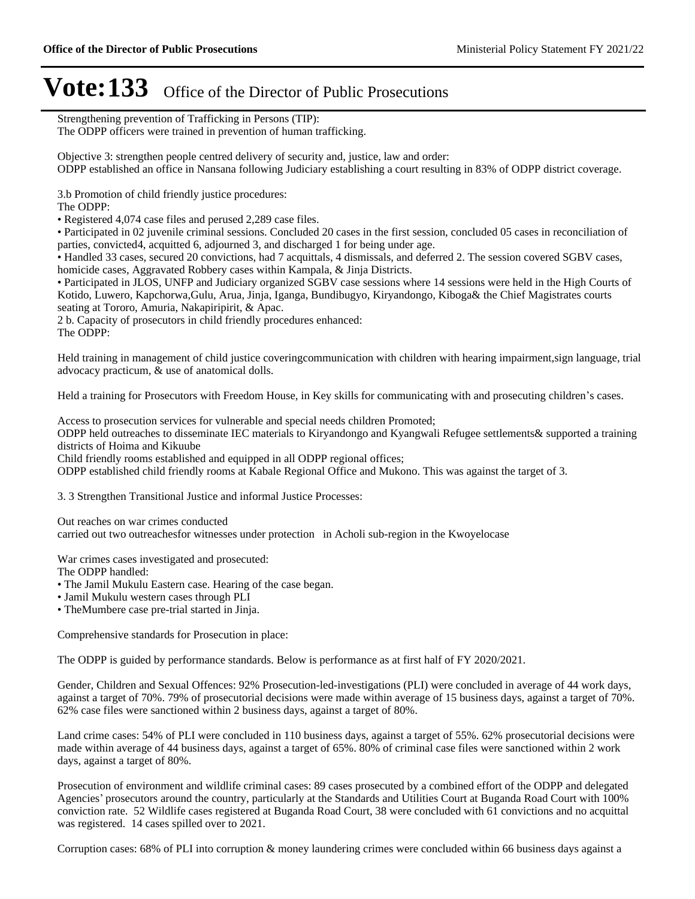# Vote:133 Office of the Director of Public Prosecutions

Strengthening prevention of Trafficking in Persons (TIP):
The ODPP officers were trained in prevention of human trafficking.

Objective 3: strengthen people centred delivery of security and, justice, law and order:
ODPP established an office in Nansana following Judiciary establishing a court resulting in 83% of ODPP district coverage.

3.b Promotion of child friendly justice procedures:
The ODPP:

- Registered 4,074 case files and perused 2,289 case files.
- Participated in 02 juvenile criminal sessions. Concluded 20 cases in the first session, concluded 05 cases in reconciliation of parties, convicted4, acquitted 6, adjourned 3, and discharged 1 for being under age.
- Handled 33 cases, secured 20 convictions, had 7 acquittals, 4 dismissals, and deferred 2. The session covered SGBV cases, homicide cases, Aggravated Robbery cases within Kampala, & Jinja Districts.
- Participated in JLOS, UNFP and Judiciary organized SGBV case sessions where 14 sessions were held in the High Courts of Kotido, Luwero, Kapchorwa,Gulu, Arua, Jinja, Iganga, Bundibugyo, Kiryandongo, Kiboga& the Chief Magistrates courts seating at Tororo, Amuria, Nakapiripirit, & Apac.

2 b. Capacity of prosecutors in child friendly procedures enhanced:
The ODPP:

Held training in management of child justice coveringcommunication with children with hearing impairment,sign language, trial advocacy practicum, & use of anatomical dolls.

Held a training for Prosecutors with Freedom House, in Key skills for communicating with and prosecuting children's cases.

Access to prosecution services for vulnerable and special needs children Promoted;
ODPP held outreaches to disseminate IEC materials to Kiryandongo and Kyangwali Refugee settlements& supported a training districts of Hoima and Kikuube
Child friendly rooms established and equipped in all ODPP regional offices;
ODPP established child friendly rooms at Kabale Regional Office and Mukono. This was against the target of 3.

3. 3 Strengthen Transitional Justice and informal Justice Processes:

Out reaches on war crimes conducted
carried out two outreachesfor witnesses under protection in Acholi sub-region in the Kwoyelocase

War crimes cases investigated and prosecuted:
The ODPP handled:

- The Jamil Mukulu Eastern case. Hearing of the case began.
- Jamil Mukulu western cases through PLI
- TheMumbere case pre-trial started in Jinja.

Comprehensive standards for Prosecution in place:

The ODPP is guided by performance standards. Below is performance as at first half of FY 2020/2021.

Gender, Children and Sexual Offences: 92% Prosecution-led-investigations (PLI) were concluded in average of 44 work days, against a target of 70%. 79% of prosecutorial decisions were made within average of 15 business days, against a target of 70%. 62% case files were sanctioned within 2 business days, against a target of 80%.

Land crime cases: 54% of PLI were concluded in 110 business days, against a target of 55%. 62% prosecutorial decisions were made within average of 44 business days, against a target of 65%. 80% of criminal case files were sanctioned within 2 work days, against a target of 80%.

Prosecution of environment and wildlife criminal cases: 89 cases prosecuted by a combined effort of the ODPP and delegated Agencies' prosecutors around the country, particularly at the Standards and Utilities Court at Buganda Road Court with 100% conviction rate. 52 Wildlife cases registered at Buganda Road Court, 38 were concluded with 61 convictions and no acquittal was registered. 14 cases spilled over to 2021.

Corruption cases: 68% of PLI into corruption & money laundering crimes were concluded within 66 business days against a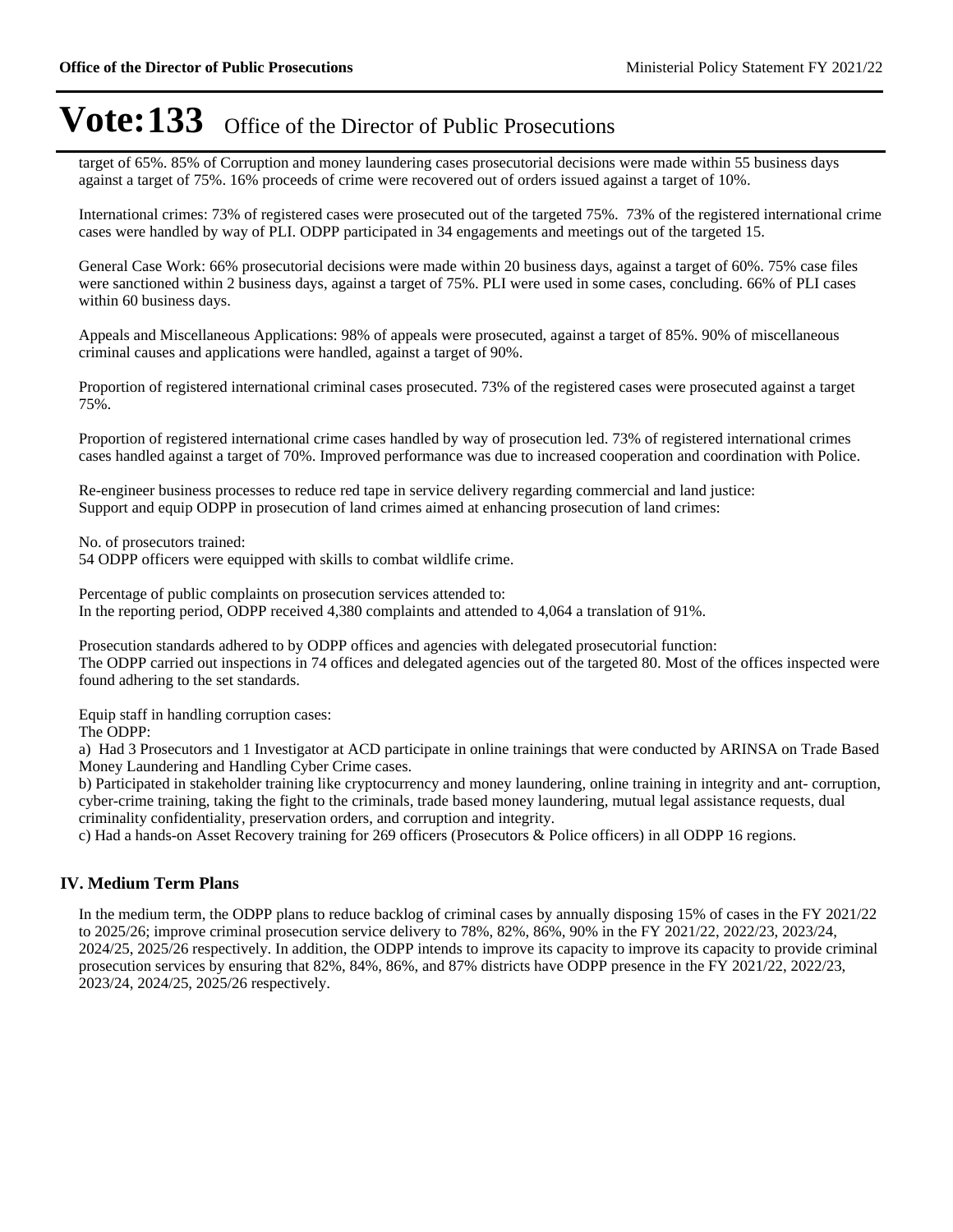# Vote:133 Office of the Director of Public Prosecutions

target of 65%. 85% of Corruption and money laundering cases prosecutorial decisions were made within 55 business days against a target of 75%. 16% proceeds of crime were recovered out of orders issued against a target of 10%.

International crimes: 73% of registered cases were prosecuted out of the targeted 75%. 73% of the registered international crime cases were handled by way of PLI. ODPP participated in 34 engagements and meetings out of the targeted 15.

General Case Work: 66% prosecutorial decisions were made within 20 business days, against a target of 60%. 75% case files were sanctioned within 2 business days, against a target of 75%. PLI were used in some cases, concluding. 66% of PLI cases within 60 business days.

Appeals and Miscellaneous Applications: 98% of appeals were prosecuted, against a target of 85%. 90% of miscellaneous criminal causes and applications were handled, against a target of 90%.

Proportion of registered international criminal cases prosecuted. 73% of the registered cases were prosecuted against a target 75%.

Proportion of registered international crime cases handled by way of prosecution led. 73% of registered international crimes cases handled against a target of 70%. Improved performance was due to increased cooperation and coordination with Police.

Re-engineer business processes to reduce red tape in service delivery regarding commercial and land justice:
Support and equip ODPP in prosecution of land crimes aimed at enhancing prosecution of land crimes:

No. of prosecutors trained:
54 ODPP officers were equipped with skills to combat wildlife crime.

Percentage of public complaints on prosecution services attended to:
In the reporting period, ODPP received 4,380 complaints and attended to 4,064 a translation of 91%.

Prosecution standards adhered to by ODPP offices and agencies with delegated prosecutorial function:
The ODPP carried out inspections in 74 offices and delegated agencies out of the targeted 80. Most of the offices inspected were found adhering to the set standards.

Equip staff in handling corruption cases:
The ODPP:
a) Had 3 Prosecutors and 1 Investigator at ACD participate in online trainings that were conducted by ARINSA on Trade Based Money Laundering and Handling Cyber Crime cases.
b) Participated in stakeholder training like cryptocurrency and money laundering, online training in integrity and ant- corruption, cyber-crime training, taking the fight to the criminals, trade based money laundering, mutual legal assistance requests, dual criminality confidentiality, preservation orders, and corruption and integrity.
c) Had a hands-on Asset Recovery training for 269 officers (Prosecutors & Police officers) in all ODPP 16 regions.

## IV. Medium Term Plans

In the medium term, the ODPP plans to reduce backlog of criminal cases by annually disposing 15% of cases in the FY 2021/22 to 2025/26; improve criminal prosecution service delivery to 78%, 82%, 86%, 90% in the FY 2021/22, 2022/23, 2023/24, 2024/25, 2025/26 respectively. In addition, the ODPP intends to improve its capacity to improve its capacity to provide criminal prosecution services by ensuring that 82%, 84%, 86%, and 87% districts have ODPP presence in the FY 2021/22, 2022/23, 2023/24, 2024/25, 2025/26 respectively.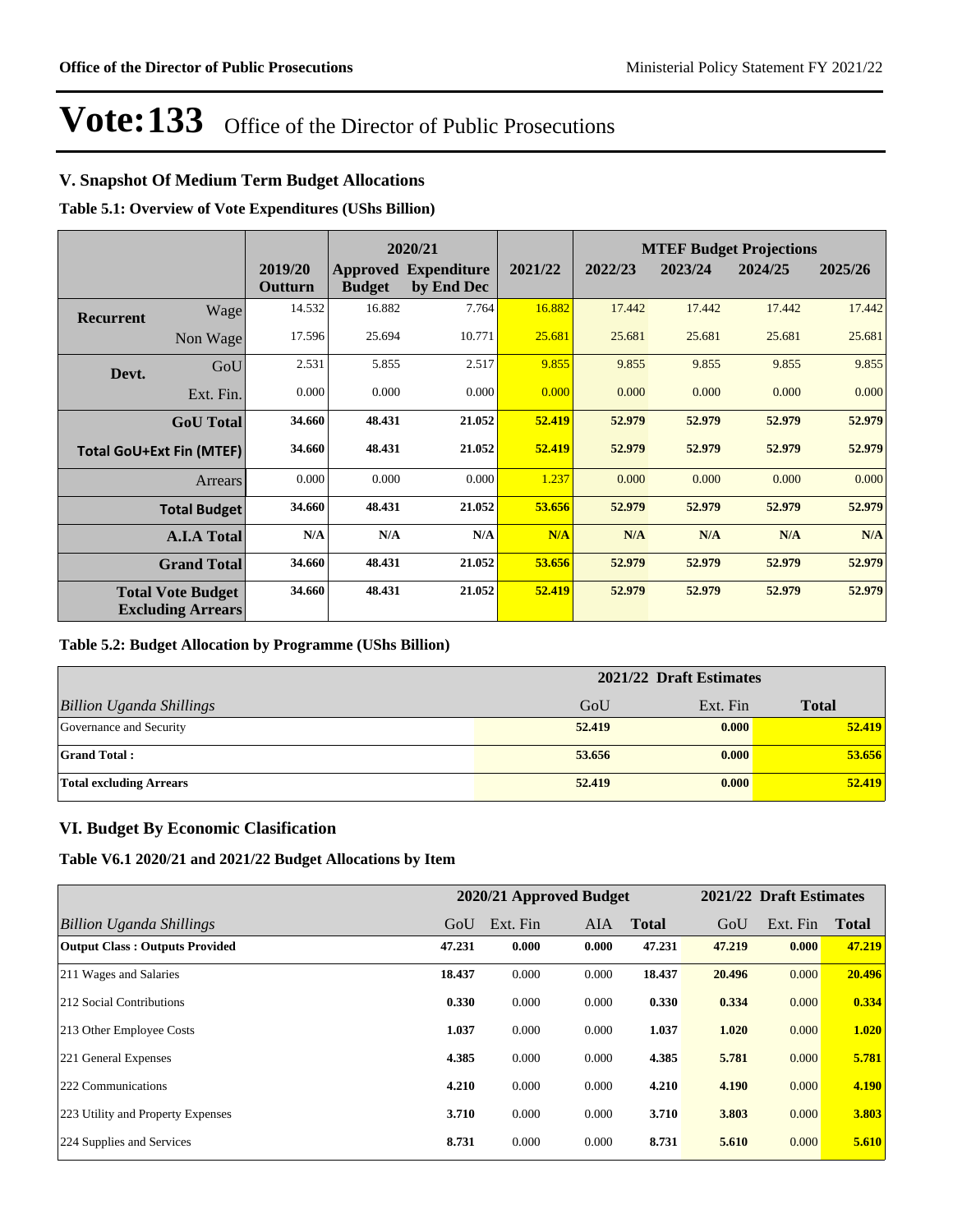# Vote:133 Office of the Director of Public Prosecutions

## V. Snapshot Of Medium Term Budget Allocations

**Table 5.1: Overview of Vote Expenditures (UShs Billion)**

| | | | 2020/21 | | | MTEF Budget Projections | | | |
|---|---|---|---|---|---|---|---|---|---|
| | | 2019/20 Outturn | Approved Budget | Expenditure by End Dec | 2021/22 | 2022/23 | 2023/24 | 2024/25 | 2025/26 |
| **Recurrent** | Wage | 14.532 | 16.882 | 7.764 | 16.882 | 17.442 | 17.442 | 17.442 | 17.442 |
| | Non Wage | 17.596 | 25.694 | 10.771 | 25.681 | 25.681 | 25.681 | 25.681 | 25.681 |
| **Devt.** | GoU | 2.531 | 5.855 | 2.517 | 9.855 | 9.855 | 9.855 | 9.855 | 9.855 |
| | Ext. Fin. | 0.000 | 0.000 | 0.000 | 0.000 | 0.000 | 0.000 | 0.000 | 0.000 |
| | **GoU Total** | **34.660** | **48.431** | **21.052** | **52.419** | **52.979** | **52.979** | **52.979** | **52.979** |
| **Total GoU+Ext Fin (MTEF)** | | **34.660** | **48.431** | **21.052** | **52.419** | **52.979** | **52.979** | **52.979** | **52.979** |
| | Arrears | 0.000 | 0.000 | 0.000 | 1.237 | 0.000 | 0.000 | 0.000 | 0.000 |
| | **Total Budget** | **34.660** | **48.431** | **21.052** | **53.656** | **52.979** | **52.979** | **52.979** | **52.979** |
| | **A.I.A Total** | **N/A** | **N/A** | **N/A** | **N/A** | **N/A** | **N/A** | **N/A** | **N/A** |
| | **Grand Total** | **34.660** | **48.431** | **21.052** | **53.656** | **52.979** | **52.979** | **52.979** | **52.979** |
| **Total Vote Budget Excluding Arrears** | | **34.660** | **48.431** | **21.052** | **52.419** | **52.979** | **52.979** | **52.979** | **52.979** |

**Table 5.2: Budget Allocation by Programme (UShs Billion)**

| | 2021/22 Draft Estimates | | |
|---|---|---|---|
| *Billion Uganda Shillings* | GoU | Ext. Fin | **Total** |
| Governance and Security | **52.419** | **0.000** | **52.419** |
| **Grand Total :** | **53.656** | **0.000** | **53.656** |
| **Total excluding Arrears** | **52.419** | **0.000** | **52.419** |

## VI. Budget By Economic Clasification

**Table V6.1 2020/21 and 2021/22 Budget Allocations by Item**

| | 2020/21 Approved Budget | | | | 2021/22 Draft Estimates | | |
|---|---|---|---|---|---|---|---|
| *Billion Uganda Shillings* | GoU | Ext. Fin | AIA | **Total** | GoU | Ext. Fin | **Total** |
| **Output Class : Outputs Provided** | **47.231** | **0.000** | **0.000** | **47.231** | **47.219** | **0.000** | **47.219** |
| 211 Wages and Salaries | **18.437** | 0.000 | 0.000 | **18.437** | **20.496** | 0.000 | **20.496** |
| 212 Social Contributions | **0.330** | 0.000 | 0.000 | **0.330** | **0.334** | 0.000 | **0.334** |
| 213 Other Employee Costs | **1.037** | 0.000 | 0.000 | **1.037** | **1.020** | 0.000 | **1.020** |
| 221 General Expenses | **4.385** | 0.000 | 0.000 | **4.385** | **5.781** | 0.000 | **5.781** |
| 222 Communications | **4.210** | 0.000 | 0.000 | **4.210** | **4.190** | 0.000 | **4.190** |
| 223 Utility and Property Expenses | **3.710** | 0.000 | 0.000 | **3.710** | **3.803** | 0.000 | **3.803** |
| 224 Supplies and Services | **8.731** | 0.000 | 0.000 | **8.731** | **5.610** | 0.000 | **5.610** |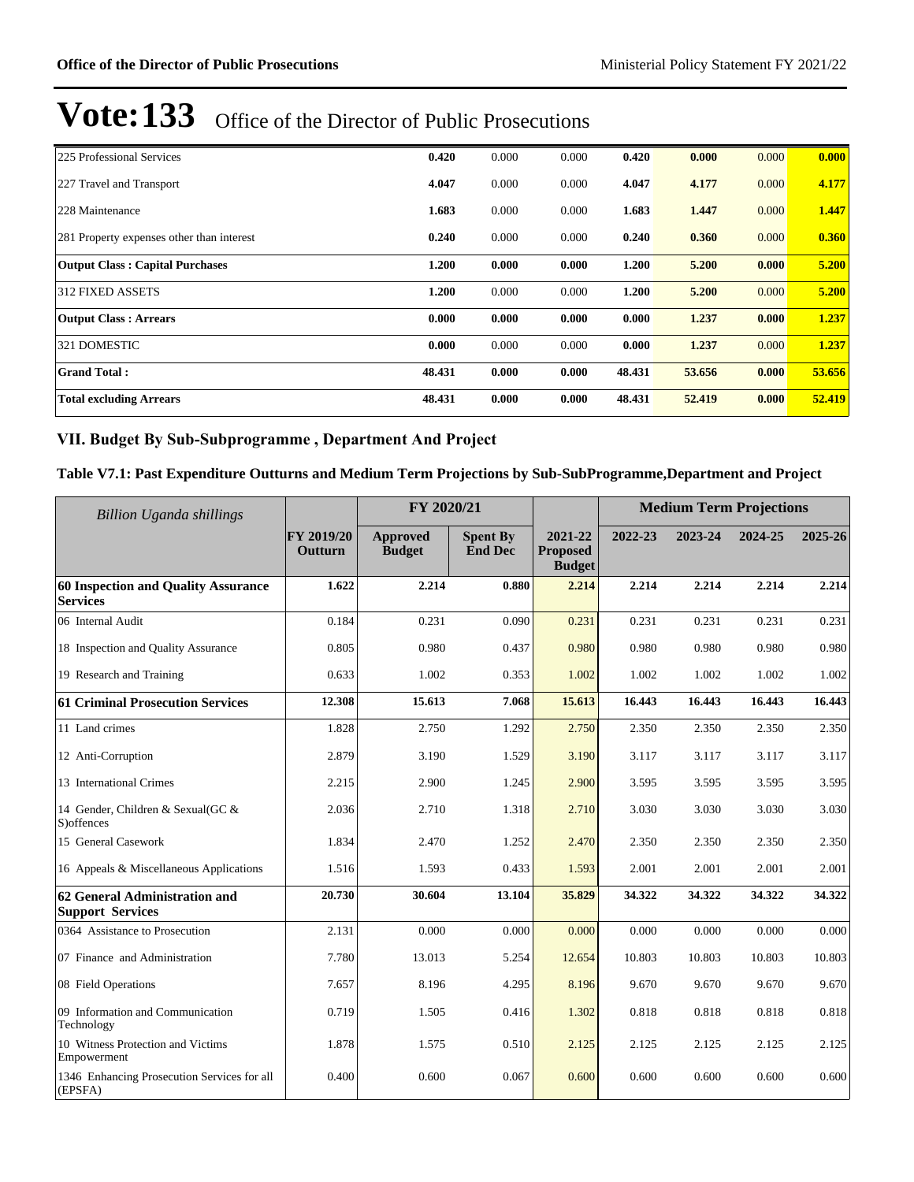# Vote:133 Office of the Director of Public Prosecutions

| | | | | | | | |
|---|---|---|---|---|---|---|---|
| 225 Professional Services | **0.420** | 0.000 | 0.000 | **0.420** | **0.000** | 0.000 | **0.000** |
| 227 Travel and Transport | **4.047** | 0.000 | 0.000 | **4.047** | **4.177** | 0.000 | **4.177** |
| 228 Maintenance | **1.683** | 0.000 | 0.000 | **1.683** | **1.447** | 0.000 | **1.447** |
| 281 Property expenses other than interest | **0.240** | 0.000 | 0.000 | **0.240** | **0.360** | 0.000 | **0.360** |
| **Output Class : Capital Purchases** | **1.200** | **0.000** | **0.000** | **1.200** | **5.200** | **0.000** | **5.200** |
| 312 FIXED ASSETS | **1.200** | 0.000 | 0.000 | **1.200** | **5.200** | 0.000 | **5.200** |
| **Output Class : Arrears** | **0.000** | **0.000** | **0.000** | **0.000** | **1.237** | **0.000** | **1.237** |
| 321 DOMESTIC | **0.000** | 0.000 | 0.000 | **0.000** | **1.237** | 0.000 | **1.237** |
| **Grand Total :** | **48.431** | **0.000** | **0.000** | **48.431** | **53.656** | **0.000** | **53.656** |
| **Total excluding Arrears** | **48.431** | **0.000** | **0.000** | **48.431** | **52.419** | **0.000** | **52.419** |

## VII. Budget By Sub-Subprogramme , Department And Project

### Table V7.1: Past Expenditure Outturns and Medium Term Projections by Sub-SubProgramme,Department and Project

| *Billion Uganda shillings* | | FY 2020/21 | | | Medium Term Projections | | | |
|---|---|---|---|---|---|---|---|---|
| | **FY 2019/20 Outturn** | **Approved Budget** | **Spent By End Dec** | **2021-22 Proposed Budget** | **2022-23** | **2023-24** | **2024-25** | **2025-26** |
| **60 Inspection and Quality Assurance Services** | **1.622** | **2.214** | **0.880** | **2.214** | **2.214** | **2.214** | **2.214** | **2.214** |
| 06 Internal Audit | 0.184 | 0.231 | 0.090 | 0.231 | 0.231 | 0.231 | 0.231 | 0.231 |
| 18 Inspection and Quality Assurance | 0.805 | 0.980 | 0.437 | 0.980 | 0.980 | 0.980 | 0.980 | 0.980 |
| 19 Research and Training | 0.633 | 1.002 | 0.353 | 1.002 | 1.002 | 1.002 | 1.002 | 1.002 |
| **61 Criminal Prosecution Services** | **12.308** | **15.613** | **7.068** | **15.613** | **16.443** | **16.443** | **16.443** | **16.443** |
| 11 Land crimes | 1.828 | 2.750 | 1.292 | 2.750 | 2.350 | 2.350 | 2.350 | 2.350 |
| 12 Anti-Corruption | 2.879 | 3.190 | 1.529 | 3.190 | 3.117 | 3.117 | 3.117 | 3.117 |
| 13 International Crimes | 2.215 | 2.900 | 1.245 | 2.900 | 3.595 | 3.595 | 3.595 | 3.595 |
| 14 Gender, Children & Sexual(GC & S)offences | 2.036 | 2.710 | 1.318 | 2.710 | 3.030 | 3.030 | 3.030 | 3.030 |
| 15 General Casework | 1.834 | 2.470 | 1.252 | 2.470 | 2.350 | 2.350 | 2.350 | 2.350 |
| 16 Appeals & Miscellaneous Applications | 1.516 | 1.593 | 0.433 | 1.593 | 2.001 | 2.001 | 2.001 | 2.001 |
| **62 General Administration and Support Services** | **20.730** | **30.604** | **13.104** | **35.829** | **34.322** | **34.322** | **34.322** | **34.322** |
| 0364 Assistance to Prosecution | 2.131 | 0.000 | 0.000 | 0.000 | 0.000 | 0.000 | 0.000 | 0.000 |
| 07 Finance and Administration | 7.780 | 13.013 | 5.254 | 12.654 | 10.803 | 10.803 | 10.803 | 10.803 |
| 08 Field Operations | 7.657 | 8.196 | 4.295 | 8.196 | 9.670 | 9.670 | 9.670 | 9.670 |
| 09 Information and Communication Technology | 0.719 | 1.505 | 0.416 | 1.302 | 0.818 | 0.818 | 0.818 | 0.818 |
| 10 Witness Protection and Victims Empowerment | 1.878 | 1.575 | 0.510 | 2.125 | 2.125 | 2.125 | 2.125 | 2.125 |
| 1346 Enhancing Prosecution Services for all (EPSFA) | 0.400 | 0.600 | 0.067 | 0.600 | 0.600 | 0.600 | 0.600 | 0.600 |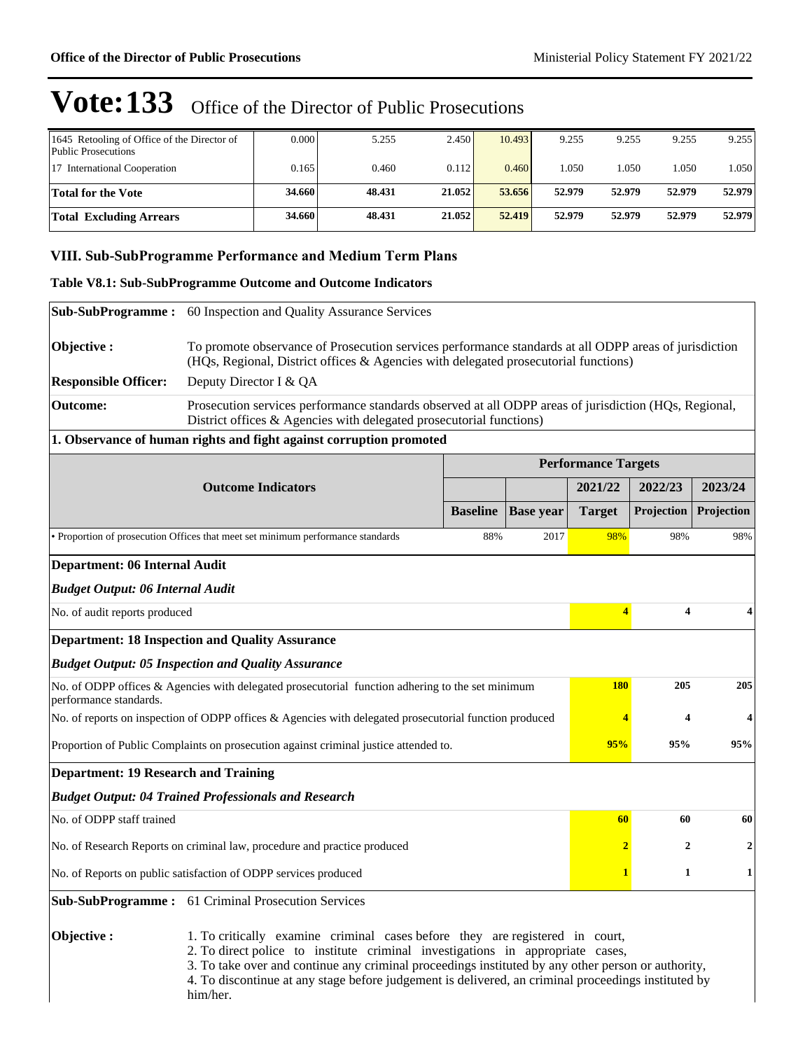# Vote:133 Office of the Director of Public Prosecutions

| | | | | | | | | |
|---|---|---|---|---|---|---|---|---|
| 1645 Retooling of Office of the Director of Public Prosecutions | 0.000 | 5.255 | 2.450 | 10.493 | 9.255 | 9.255 | 9.255 | 9.255 |
| 17 International Cooperation | 0.165 | 0.460 | 0.112 | 0.460 | 1.050 | 1.050 | 1.050 | 1.050 |
| **Total for the Vote** | **34.660** | **48.431** | **21.052** | **53.656** | **52.979** | **52.979** | **52.979** | **52.979** |
| **Total Excluding Arrears** | **34.660** | **48.431** | **21.052** | **52.419** | **52.979** | **52.979** | **52.979** | **52.979** |

## VIII. Sub-SubProgramme Performance and Medium Term Plans

### Table V8.1: Sub-SubProgramme Outcome and Outcome Indicators

**Sub-SubProgramme :** 60 Inspection and Quality Assurance Services

**Objective :** To promote observance of Prosecution services performance standards at all ODPP areas of jurisdiction (HQs, Regional, District offices & Agencies with delegated prosecutorial functions)

**Responsible Officer:** Deputy Director I & QA

**Outcome:** Prosecution services performance standards observed at all ODPP areas of jurisdiction (HQs, Regional, District offices & Agencies with delegated prosecutorial functions)

**1. Observance of human rights and fight against corruption promoted**

| Outcome Indicators | Performance Targets | | | | |
|---|---|---|---|---|---|
| | | | 2021/22 | 2022/23 | 2023/24 |
| | Baseline | Base year | Target | Projection | Projection |
| • Proportion of prosecution Offices that meet set minimum performance standards | 88% | 2017 | 98% | 98% | 98% |

**Department: 06 Internal Audit**

***Budget Output: 06 Internal Audit***

| | 2021/22 | 2022/23 | 2023/24 |
|---|---|---|---|
| No. of audit reports produced | 4 | 4 | 4 |

**Department: 18 Inspection and Quality Assurance**

***Budget Output: 05 Inspection and Quality Assurance***

| | 2021/22 | 2022/23 | 2023/24 |
|---|---|---|---|
| No. of ODPP offices & Agencies with delegated prosecutorial function adhering to the set minimum performance standards. | 180 | 205 | 205 |
| No. of reports on inspection of ODPP offices & Agencies with delegated prosecutorial function produced | 4 | 4 | 4 |
| Proportion of Public Complaints on prosecution against criminal justice attended to. | 95% | 95% | 95% |

**Department: 19 Research and Training**

***Budget Output: 04 Trained Professionals and Research***

| | 2021/22 | 2022/23 | 2023/24 |
|---|---|---|---|
| No. of ODPP staff trained | 60 | 60 | 60 |
| No. of Research Reports on criminal law, procedure and practice produced | 2 | 2 | 2 |
| No. of Reports on public satisfaction of ODPP services produced | 1 | 1 | 1 |

**Sub-SubProgramme :** 61 Criminal Prosecution Services

**Objective :**
1. To critically examine criminal cases before they are registered in court,
2. To direct police to institute criminal investigations in appropriate cases,
3. To take over and continue any criminal proceedings instituted by any other person or authority,
4. To discontinue at any stage before judgement is delivered, an criminal proceedings instituted by him/her.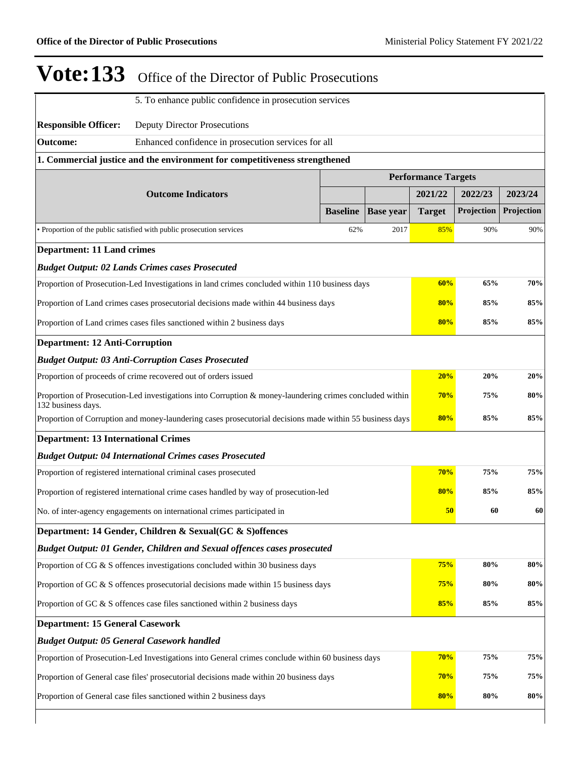# Vote:133 Office of the Director of Public Prosecutions

| | |
|---|---|
| | 5. To enhance public confidence in prosecution services |
| **Responsible Officer:** | Deputy Director Prosecutions |
| **Outcome:** | Enhanced confidence in prosecution services for all |

**1. Commercial justice and the environment for competitiveness strengthened**

| Outcome Indicators | | | Performance Targets | | |
|---|---|---|---|---|---|
| | | | 2021/22 | 2022/23 | 2023/24 |
| | Baseline | Base year | Target | Projection | Projection |
| • Proportion of the public satisfied with public prosecution services | 62% | 2017 | 85% | 90% | 90% |

| | 2021/22 | 2022/23 | 2023/24 |
|---|---|---|---|
| **Department: 11 Land crimes** | | | |
| ***Budget Output: 02 Lands Crimes cases Prosecuted*** | | | |
| Proportion of Prosecution-Led Investigations in land crimes concluded within 110 business days | **60%** | **65%** | **70%** |
| Proportion of Land crimes cases prosecutorial decisions made within 44 business days | **80%** | **85%** | **85%** |
| Proportion of Land crimes cases files sanctioned within 2 business days | **80%** | **85%** | **85%** |
| **Department: 12 Anti-Corruption** | | | |
| ***Budget Output: 03 Anti-Corruption Cases Prosecuted*** | | | |
| Proportion of proceeds of crime recovered out of orders issued | **20%** | **20%** | **20%** |
| Proportion of Prosecution-Led investigations into Corruption & money-laundering crimes concluded within 132 business days. | **70%** | **75%** | **80%** |
| Proportion of Corruption and money-laundering cases prosecutorial decisions made within 55 business days | **80%** | **85%** | **85%** |
| **Department: 13 International Crimes** | | | |
| ***Budget Output: 04 International Crimes cases Prosecuted*** | | | |
| Proportion of registered international criminal cases prosecuted | **70%** | **75%** | **75%** |
| Proportion of registered international crime cases handled by way of prosecution-led | **80%** | **85%** | **85%** |
| No. of inter-agency engagements on international crimes participated in | **50** | **60** | **60** |
| **Department: 14 Gender, Children & Sexual(GC & S)offences** | | | |
| ***Budget Output: 01 Gender, Children and Sexual offences cases prosecuted*** | | | |
| Proportion of CG & S offences investigations concluded within 30 business days | **75%** | **80%** | **80%** |
| Proportion of GC & S offences prosecutorial decisions made within 15 business days | **75%** | **80%** | **80%** |
| Proportion of GC & S offences case files sanctioned within 2 business days | **85%** | **85%** | **85%** |
| **Department: 15 General Casework** | | | |
| ***Budget Output: 05 General Casework handled*** | | | |
| Proportion of Prosecution-Led Investigations into General crimes conclude within 60 business days | **70%** | **75%** | **75%** |
| Proportion of General case files' prosecutorial decisions made within 20 business days | **70%** | **75%** | **75%** |
| Proportion of General case files sanctioned within 2 business days | **80%** | **80%** | **80%** |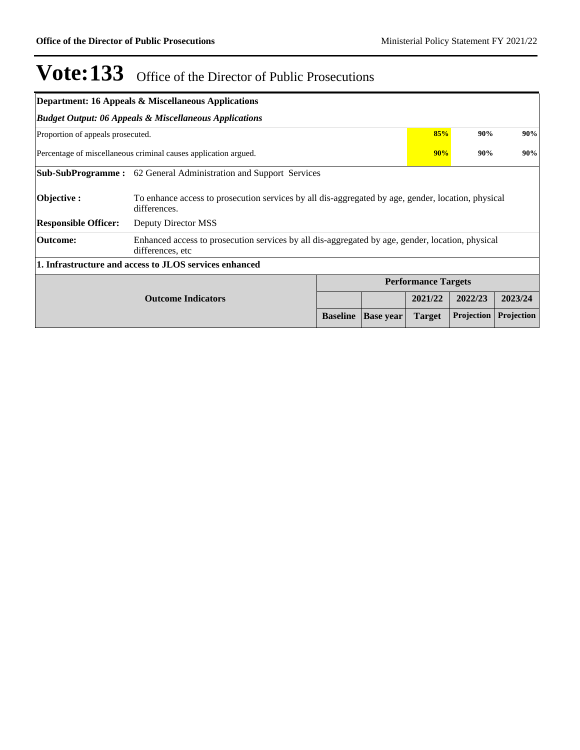# Vote:133 Office of the Director of Public Prosecutions

**Department: 16 Appeals & Miscellaneous Applications**

***Budget Output: 06 Appeals & Miscellaneous Applications***

| | | | | | |
|---|---|---|---|---|---|
| Proportion of appeals prosecuted. | | | 85% | 90% | 90% |
| Percentage of miscellaneous criminal causes application argued. | | | 90% | 90% | 90% |

**Sub-SubProgramme :** 62 General Administration and Support Services

**Objective :** To enhance access to prosecution services by all dis-aggregated by age, gender, location, physical differences.

**Responsible Officer:** Deputy Director MSS

**Outcome:** Enhanced access to prosecution services by all dis-aggregated by age, gender, location, physical differences, etc

**1. Infrastructure and access to JLOS services enhanced**

| Outcome Indicators | Performance Targets | | | | |
|---|---|---|---|---|---|
| | | | 2021/22 | 2022/23 | 2023/24 |
| | Baseline | Base year | Target | Projection | Projection |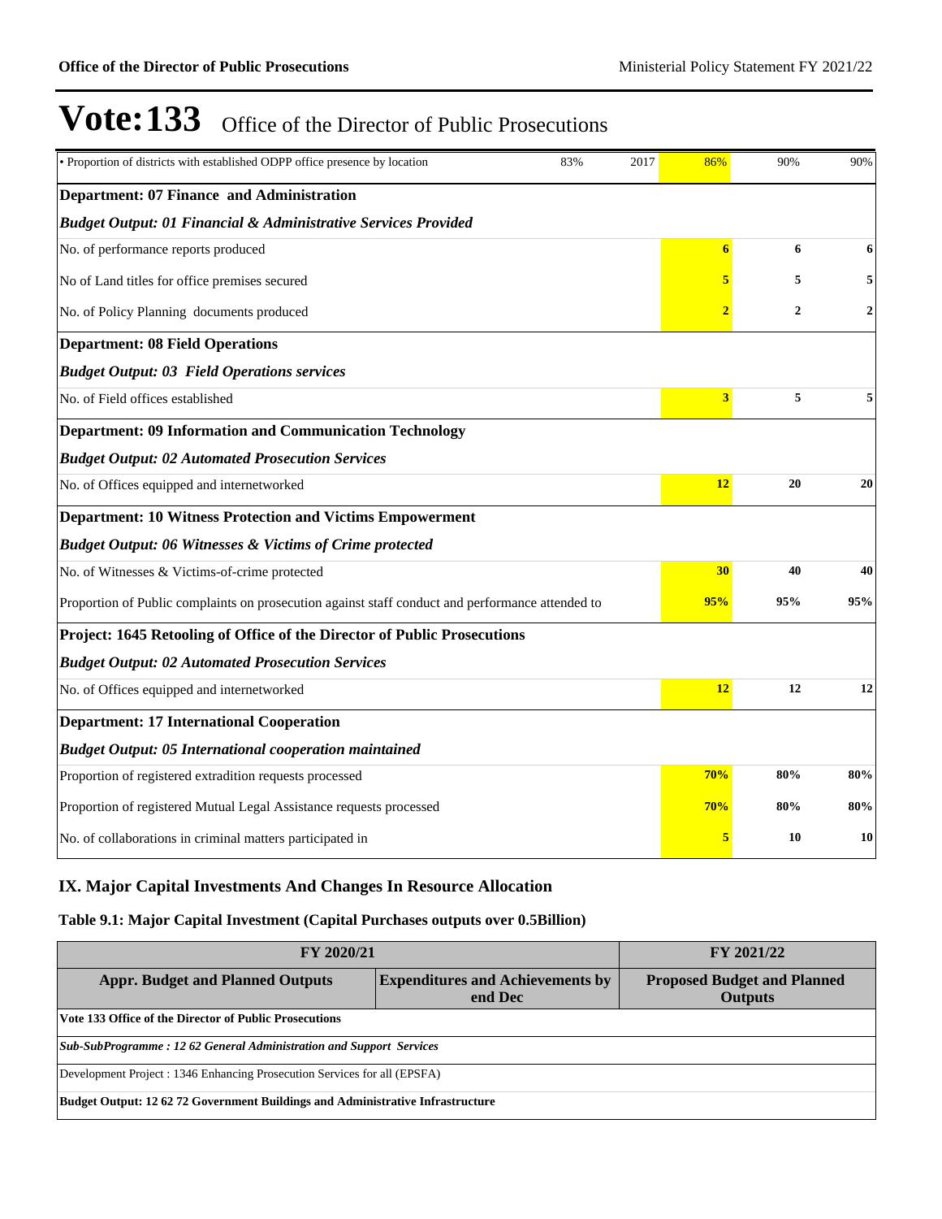# Vote:133 Office of the Director of Public Prosecutions

| Indicator | Baseline | Base year | | | |
|---|---|---|---|---|---|
| • Proportion of districts with established ODPP office presence by location | 83% | 2017 | 86% | 90% | 90% |
| **Department: 07 Finance and Administration** | | | | | |
| ***Budget Output: 01 Financial & Administrative Services Provided*** | | | | | |
| No. of performance reports produced | | | **6** | **6** | **6** |
| No of Land titles for office premises secured | | | **5** | **5** | **5** |
| No. of Policy Planning documents produced | | | **2** | **2** | **2** |
| **Department: 08 Field Operations** | | | | | |
| ***Budget Output: 03 Field Operations services*** | | | | | |
| No. of Field offices established | | | **3** | **5** | **5** |
| **Department: 09 Information and Communication Technology** | | | | | |
| ***Budget Output: 02 Automated Prosecution Services*** | | | | | |
| No. of Offices equipped and internetworked | | | **12** | **20** | **20** |
| **Department: 10 Witness Protection and Victims Empowerment** | | | | | |
| ***Budget Output: 06 Witnesses & Victims of Crime protected*** | | | | | |
| No. of Witnesses & Victims-of-crime protected | | | **30** | **40** | **40** |
| Proportion of Public complaints on prosecution against staff conduct and performance attended to | | | **95%** | **95%** | **95%** |
| **Project: 1645 Retooling of Office of the Director of Public Prosecutions** | | | | | |
| ***Budget Output: 02 Automated Prosecution Services*** | | | | | |
| No. of Offices equipped and internetworked | | | **12** | **12** | **12** |
| **Department: 17 International Cooperation** | | | | | |
| ***Budget Output: 05 International cooperation maintained*** | | | | | |
| Proportion of registered extradition requests processed | | | **70%** | **80%** | **80%** |
| Proportion of registered Mutual Legal Assistance requests processed | | | **70%** | **80%** | **80%** |
| No. of collaborations in criminal matters participated in | | | **5** | **10** | **10** |

## IX. Major Capital Investments And Changes In Resource Allocation

### Table 9.1: Major Capital Investment (Capital Purchases outputs over 0.5Billion)

| FY 2020/21 | | FY 2021/22 |
|---|---|---|
| **Appr. Budget and Planned Outputs** | **Expenditures and Achievements by end Dec** | **Proposed Budget and Planned Outputs** |
| **Vote 133 Office of the Director of Public Prosecutions** | | |
| ***Sub-SubProgramme : 12 62 General Administration and Support Services*** | | |
| Development Project : 1346 Enhancing Prosecution Services for all (EPSFA) | | |
| **Budget Output: 12 62 72 Government Buildings and Administrative Infrastructure** | | |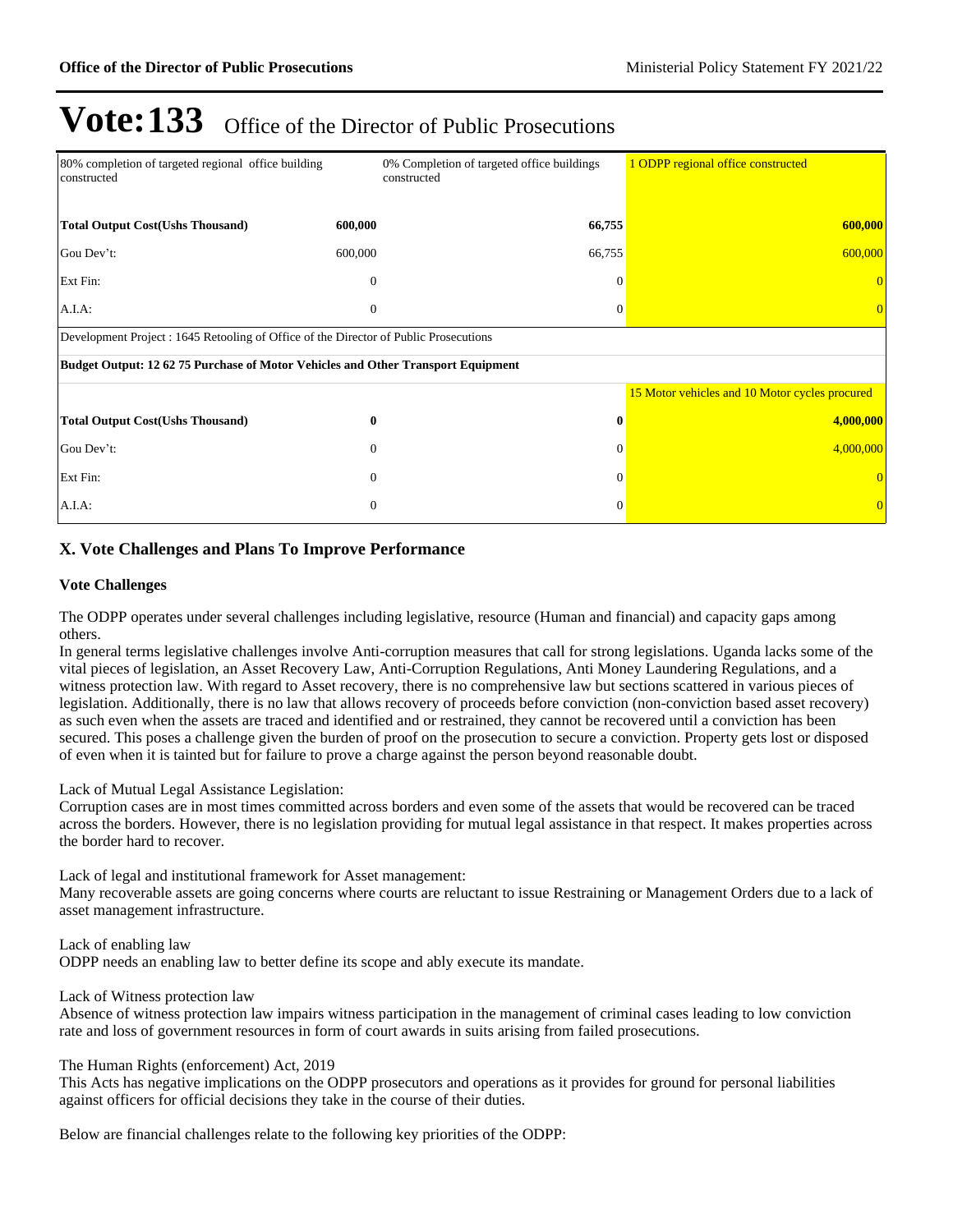# Vote:133 Office of the Director of Public Prosecutions

| | | | |
|---|---|---|---|
| 80% completion of targeted regional office building constructed | | 0% Completion of targeted office buildings constructed | 1 ODPP regional office constructed |
| **Total Output Cost(Ushs Thousand)** | **600,000** | **66,755** | **600,000** |
| Gou Dev't: | 600,000 | 66,755 | 600,000 |
| Ext Fin: | 0 | 0 | 0 |
| A.I.A: | 0 | 0 | 0 |
| Development Project : 1645 Retooling of Office of the Director of Public Prosecutions | | | |
| **Budget Output: 12 62 75 Purchase of Motor Vehicles and Other Transport Equipment** | | | |
| | | | 15 Motor vehicles and 10 Motor cycles procured |
| **Total Output Cost(Ushs Thousand)** | **0** | **0** | **4,000,000** |
| Gou Dev't: | 0 | 0 | 4,000,000 |
| Ext Fin: | 0 | 0 | 0 |
| A.I.A: | 0 | 0 | 0 |

## X. Vote Challenges and Plans To Improve Performance

### Vote Challenges

The ODPP operates under several challenges including legislative, resource (Human and financial) and capacity gaps among others.
In general terms legislative challenges involve Anti-corruption measures that call for strong legislations. Uganda lacks some of the vital pieces of legislation, an Asset Recovery Law, Anti-Corruption Regulations, Anti Money Laundering Regulations, and a witness protection law. With regard to Asset recovery, there is no comprehensive law but sections scattered in various pieces of legislation. Additionally, there is no law that allows recovery of proceeds before conviction (non-conviction based asset recovery) as such even when the assets are traced and identified and or restrained, they cannot be recovered until a conviction has been secured. This poses a challenge given the burden of proof on the prosecution to secure a conviction. Property gets lost or disposed of even when it is tainted but for failure to prove a charge against the person beyond reasonable doubt.

Lack of Mutual Legal Assistance Legislation:
Corruption cases are in most times committed across borders and even some of the assets that would be recovered can be traced across the borders. However, there is no legislation providing for mutual legal assistance in that respect. It makes properties across the border hard to recover.

Lack of legal and institutional framework for Asset management:
Many recoverable assets are going concerns where courts are reluctant to issue Restraining or Management Orders due to a lack of asset management infrastructure.

Lack of enabling law
ODPP needs an enabling law to better define its scope and ably execute its mandate.

Lack of Witness protection law
Absence of witness protection law impairs witness participation in the management of criminal cases leading to low conviction rate and loss of government resources in form of court awards in suits arising from failed prosecutions.

The Human Rights (enforcement) Act, 2019
This Acts has negative implications on the ODPP prosecutors and operations as it provides for ground for personal liabilities against officers for official decisions they take in the course of their duties.

Below are financial challenges relate to the following key priorities of the ODPP: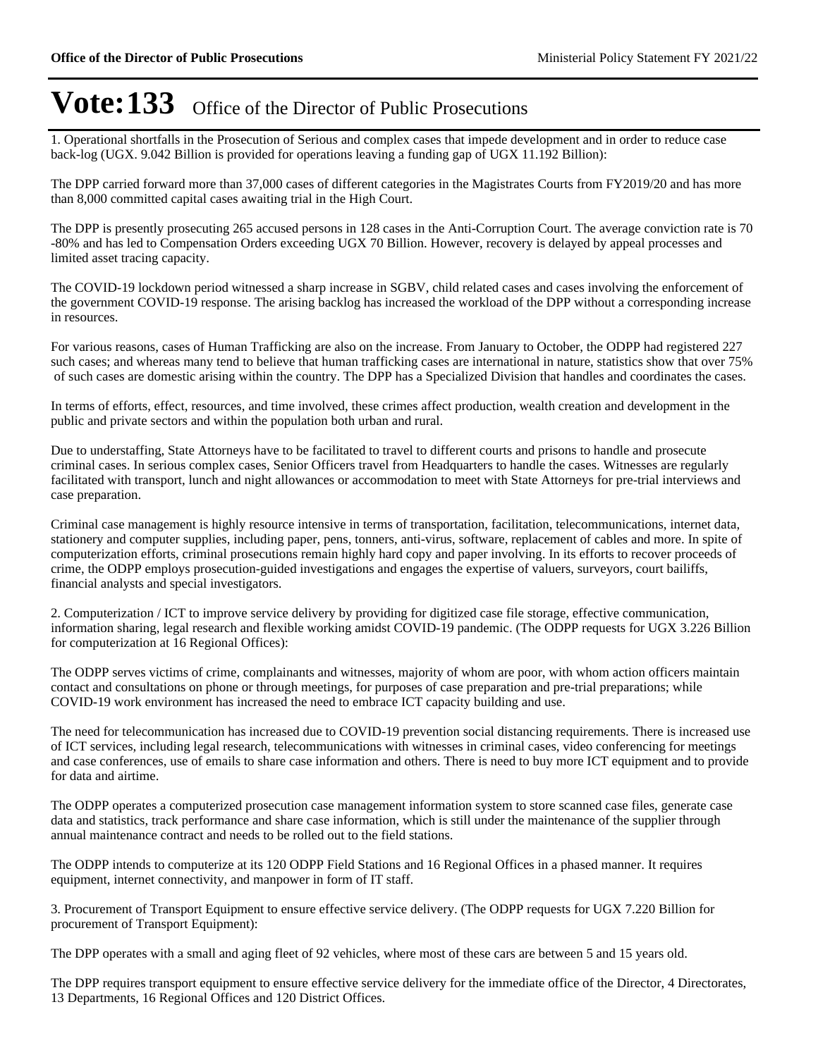# Vote:133 Office of the Director of Public Prosecutions

1. Operational shortfalls in the Prosecution of Serious and complex cases that impede development and in order to reduce case back-log (UGX. 9.042 Billion is provided for operations leaving a funding gap of UGX 11.192 Billion):

The DPP carried forward more than 37,000 cases of different categories in the Magistrates Courts from FY2019/20 and has more than 8,000 committed capital cases awaiting trial in the High Court.

The DPP is presently prosecuting 265 accused persons in 128 cases in the Anti-Corruption Court. The average conviction rate is 70 -80% and has led to Compensation Orders exceeding UGX 70 Billion. However, recovery is delayed by appeal processes and limited asset tracing capacity.

The COVID-19 lockdown period witnessed a sharp increase in SGBV, child related cases and cases involving the enforcement of the government COVID-19 response. The arising backlog has increased the workload of the DPP without a corresponding increase in resources.

For various reasons, cases of Human Trafficking are also on the increase. From January to October, the ODPP had registered 227 such cases; and whereas many tend to believe that human trafficking cases are international in nature, statistics show that over 75% of such cases are domestic arising within the country. The DPP has a Specialized Division that handles and coordinates the cases.

In terms of efforts, effect, resources, and time involved, these crimes affect production, wealth creation and development in the public and private sectors and within the population both urban and rural.

Due to understaffing, State Attorneys have to be facilitated to travel to different courts and prisons to handle and prosecute criminal cases. In serious complex cases, Senior Officers travel from Headquarters to handle the cases. Witnesses are regularly facilitated with transport, lunch and night allowances or accommodation to meet with State Attorneys for pre-trial interviews and case preparation.

Criminal case management is highly resource intensive in terms of transportation, facilitation, telecommunications, internet data, stationery and computer supplies, including paper, pens, tonners, anti-virus, software, replacement of cables and more. In spite of computerization efforts, criminal prosecutions remain highly hard copy and paper involving. In its efforts to recover proceeds of crime, the ODPP employs prosecution-guided investigations and engages the expertise of valuers, surveyors, court bailiffs, financial analysts and special investigators.

2. Computerization / ICT to improve service delivery by providing for digitized case file storage, effective communication, information sharing, legal research and flexible working amidst COVID-19 pandemic. (The ODPP requests for UGX 3.226 Billion for computerization at 16 Regional Offices):

The ODPP serves victims of crime, complainants and witnesses, majority of whom are poor, with whom action officers maintain contact and consultations on phone or through meetings, for purposes of case preparation and pre-trial preparations; while COVID-19 work environment has increased the need to embrace ICT capacity building and use.

The need for telecommunication has increased due to COVID-19 prevention social distancing requirements. There is increased use of ICT services, including legal research, telecommunications with witnesses in criminal cases, video conferencing for meetings and case conferences, use of emails to share case information and others. There is need to buy more ICT equipment and to provide for data and airtime.

The ODPP operates a computerized prosecution case management information system to store scanned case files, generate case data and statistics, track performance and share case information, which is still under the maintenance of the supplier through annual maintenance contract and needs to be rolled out to the field stations.

The ODPP intends to computerize at its 120 ODPP Field Stations and 16 Regional Offices in a phased manner. It requires equipment, internet connectivity, and manpower in form of IT staff.

3. Procurement of Transport Equipment to ensure effective service delivery. (The ODPP requests for UGX 7.220 Billion for procurement of Transport Equipment):

The DPP operates with a small and aging fleet of 92 vehicles, where most of these cars are between 5 and 15 years old.

The DPP requires transport equipment to ensure effective service delivery for the immediate office of the Director, 4 Directorates, 13 Departments, 16 Regional Offices and 120 District Offices.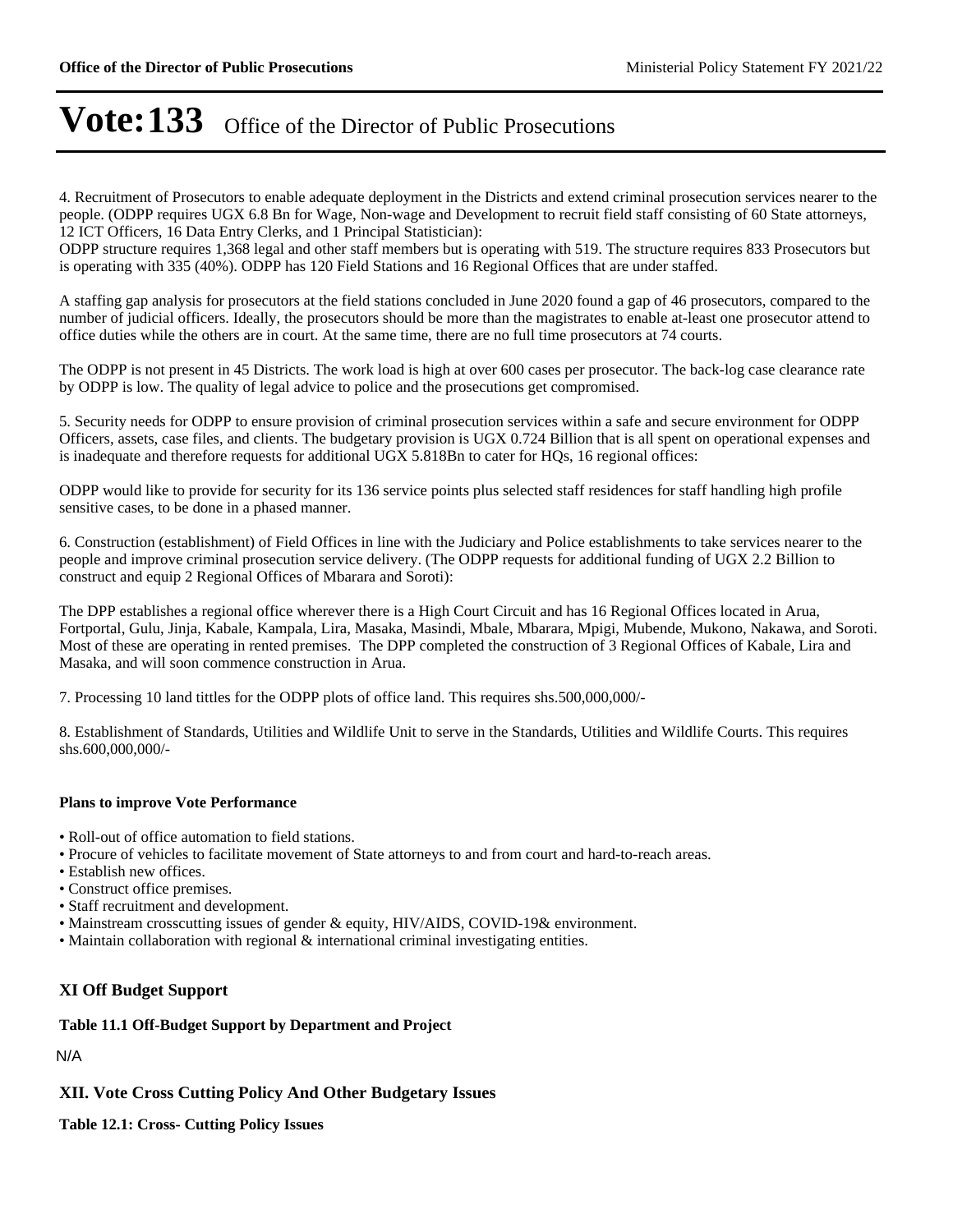# Vote:133 Office of the Director of Public Prosecutions

4. Recruitment of Prosecutors to enable adequate deployment in the Districts and extend criminal prosecution services nearer to the people. (ODPP requires UGX 6.8 Bn for Wage, Non-wage and Development to recruit field staff consisting of 60 State attorneys, 12 ICT Officers, 16 Data Entry Clerks, and 1 Principal Statistician):
ODPP structure requires 1,368 legal and other staff members but is operating with 519. The structure requires 833 Prosecutors but is operating with 335 (40%). ODPP has 120 Field Stations and 16 Regional Offices that are under staffed.

A staffing gap analysis for prosecutors at the field stations concluded in June 2020 found a gap of 46 prosecutors, compared to the number of judicial officers. Ideally, the prosecutors should be more than the magistrates to enable at-least one prosecutor attend to office duties while the others are in court. At the same time, there are no full time prosecutors at 74 courts.

The ODPP is not present in 45 Districts. The work load is high at over 600 cases per prosecutor. The back-log case clearance rate by ODPP is low. The quality of legal advice to police and the prosecutions get compromised.

5. Security needs for ODPP to ensure provision of criminal prosecution services within a safe and secure environment for ODPP Officers, assets, case files, and clients. The budgetary provision is UGX 0.724 Billion that is all spent on operational expenses and is inadequate and therefore requests for additional UGX 5.818Bn to cater for HQs, 16 regional offices:

ODPP would like to provide for security for its 136 service points plus selected staff residences for staff handling high profile sensitive cases, to be done in a phased manner.

6. Construction (establishment) of Field Offices in line with the Judiciary and Police establishments to take services nearer to the people and improve criminal prosecution service delivery. (The ODPP requests for additional funding of UGX 2.2 Billion to construct and equip 2 Regional Offices of Mbarara and Soroti):

The DPP establishes a regional office wherever there is a High Court Circuit and has 16 Regional Offices located in Arua, Fortportal, Gulu, Jinja, Kabale, Kampala, Lira, Masaka, Masindi, Mbale, Mbarara, Mpigi, Mubende, Mukono, Nakawa, and Soroti. Most of these are operating in rented premises. The DPP completed the construction of 3 Regional Offices of Kabale, Lira and Masaka, and will soon commence construction in Arua.

7. Processing 10 land tittles for the ODPP plots of office land. This requires shs.500,000,000/-

8. Establishment of Standards, Utilities and Wildlife Unit to serve in the Standards, Utilities and Wildlife Courts. This requires shs.600,000,000/-

**Plans to improve Vote Performance**

- Roll-out of office automation to field stations.
- Procure of vehicles to facilitate movement of State attorneys to and from court and hard-to-reach areas.
- Establish new offices.
- Construct office premises.
- Staff recruitment and development.
- Mainstream crosscutting issues of gender & equity, HIV/AIDS, COVID-19& environment.
- Maintain collaboration with regional & international criminal investigating entities.

## XI Off Budget Support

**Table 11.1 Off-Budget Support by Department and Project**

N/A

## XII. Vote Cross Cutting Policy And Other Budgetary Issues

**Table 12.1: Cross- Cutting Policy Issues**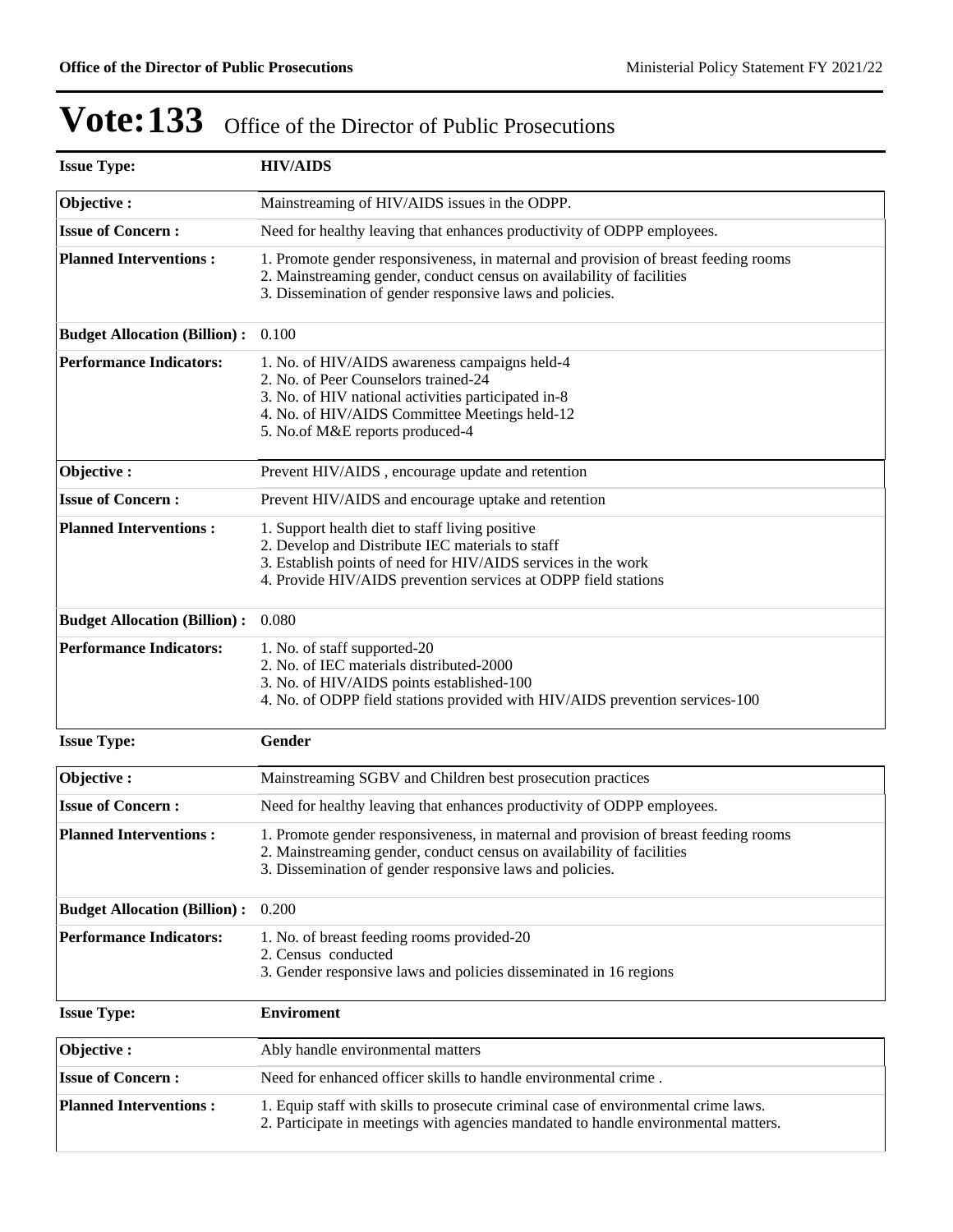# Vote:133 Office of the Director of Public Prosecutions

| **Issue Type:** | **HIV/AIDS** |
|---|---|
| **Objective :** | Mainstreaming of HIV/AIDS issues in the ODPP. |
| **Issue of Concern :** | Need for healthy leaving that enhances productivity of ODPP employees. |
| **Planned Interventions :** | 1. Promote gender responsiveness, in maternal and provision of breast feeding rooms<br>2. Mainstreaming gender, conduct census on availability of facilities<br>3. Dissemination of gender responsive laws and policies. |
| **Budget Allocation (Billion) :** | 0.100 |
| **Performance Indicators:** | 1. No. of HIV/AIDS awareness campaigns held-4<br>2. No. of Peer Counselors trained-24<br>3. No. of HIV national activities participated in-8<br>4. No. of HIV/AIDS Committee Meetings held-12<br>5. No.of M&E reports produced-4 |
| **Objective :** | Prevent HIV/AIDS , encourage update and retention |
| **Issue of Concern :** | Prevent HIV/AIDS and encourage uptake and retention |
| **Planned Interventions :** | 1. Support health diet to staff living positive<br>2. Develop and Distribute IEC materials to staff<br>3. Establish points of need for HIV/AIDS services in the work<br>4. Provide HIV/AIDS prevention services at ODPP field stations |
| **Budget Allocation (Billion) :** | 0.080 |
| **Performance Indicators:** | 1. No. of staff supported-20<br>2. No. of IEC materials distributed-2000<br>3. No. of HIV/AIDS points established-100<br>4. No. of ODPP field stations provided with HIV/AIDS prevention services-100 |

| **Issue Type:** | **Gender** |
|---|---|
| **Objective :** | Mainstreaming SGBV and Children best prosecution practices |
| **Issue of Concern :** | Need for healthy leaving that enhances productivity of ODPP employees. |
| **Planned Interventions :** | 1. Promote gender responsiveness, in maternal and provision of breast feeding rooms<br>2. Mainstreaming gender, conduct census on availability of facilities<br>3. Dissemination of gender responsive laws and policies. |
| **Budget Allocation (Billion) :** | 0.200 |
| **Performance Indicators:** | 1. No. of breast feeding rooms provided-20<br>2. Census conducted<br>3. Gender responsive laws and policies disseminated in 16 regions |

| **Issue Type:** | **Enviroment** |
|---|---|
| **Objective :** | Ably handle environmental matters |
| **Issue of Concern :** | Need for enhanced officer skills to handle environmental crime . |
| **Planned Interventions :** | 1. Equip staff with skills to prosecute criminal case of environmental crime laws.<br>2. Participate in meetings with agencies mandated to handle environmental matters. |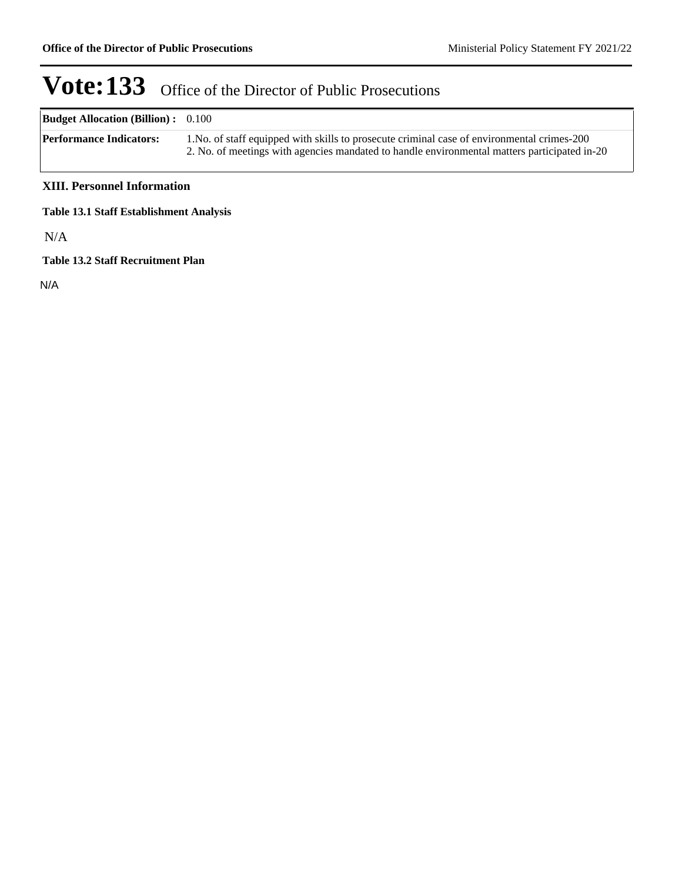# Vote:133 Office of the Director of Public Prosecutions

| | |
|---|---|
| **Budget Allocation (Billion) :** | 0.100 |
| **Performance Indicators:** | 1.No. of staff equipped with skills to prosecute criminal case of environmental crimes-200<br>2. No. of meetings with agencies mandated to handle environmental matters participated in-20 |

## XIII. Personnel Information

**Table 13.1 Staff Establishment Analysis**

N/A

**Table 13.2 Staff Recruitment Plan**

N/A